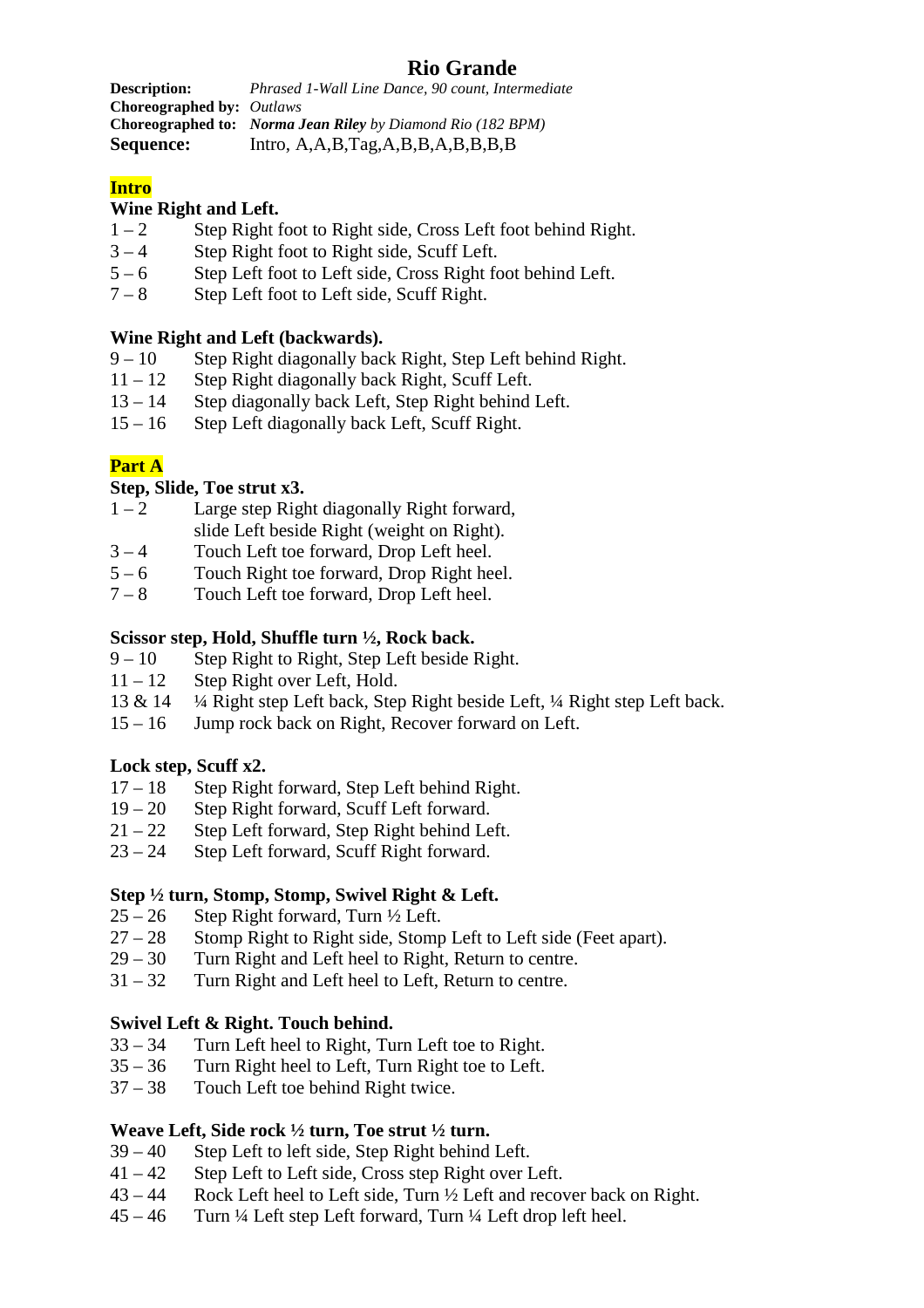# Rio Grande

**Description:** *Phrased 1-Wall Line Dance, 90 count, Intermediate*
**Choreographed by:** *Outlaws*
**Choreographed to:** ***Norma Jean Riley*** *by Diamond Rio (182 BPM)*
**Sequence:** Intro, A,A,B,Tag,A,B,B,A,B,B,B,B

## Intro

**Wine Right and Left.**

1 – 2 Step Right foot to Right side, Cross Left foot behind Right.
3 – 4 Step Right foot to Right side, Scuff Left.
5 – 6 Step Left foot to Left side, Cross Right foot behind Left.
7 – 8 Step Left foot to Left side, Scuff Right.

**Wine Right and Left (backwards).**

9 – 10 Step Right diagonally back Right, Step Left behind Right.
11 – 12 Step Right diagonally back Right, Scuff Left.
13 – 14 Step diagonally back Left, Step Right behind Left.
15 – 16 Step Left diagonally back Left, Scuff Right.

## Part A

**Step, Slide, Toe strut x3.**

1 – 2 Large step Right diagonally Right forward, slide Left beside Right (weight on Right).
3 – 4 Touch Left toe forward, Drop Left heel.
5 – 6 Touch Right toe forward, Drop Right heel.
7 – 8 Touch Left toe forward, Drop Left heel.

**Scissor step, Hold, Shuffle turn ½, Rock back.**

9 – 10 Step Right to Right, Step Left beside Right.
11 – 12 Step Right over Left, Hold.
13 & 14 ¼ Right step Left back, Step Right beside Left, ¼ Right step Left back.
15 – 16 Jump rock back on Right, Recover forward on Left.

**Lock step, Scuff x2.**

17 – 18 Step Right forward, Step Left behind Right.
19 – 20 Step Right forward, Scuff Left forward.
21 – 22 Step Left forward, Step Right behind Left.
23 – 24 Step Left forward, Scuff Right forward.

**Step ½ turn, Stomp, Stomp, Swivel Right & Left.**

25 – 26 Step Right forward, Turn ½ Left.
27 – 28 Stomp Right to Right side, Stomp Left to Left side (Feet apart).
29 – 30 Turn Right and Left heel to Right, Return to centre.
31 – 32 Turn Right and Left heel to Left, Return to centre.

**Swivel Left & Right. Touch behind.**

33 – 34 Turn Left heel to Right, Turn Left toe to Right.
35 – 36 Turn Right heel to Left, Turn Right toe to Left.
37 – 38 Touch Left toe behind Right twice.

**Weave Left, Side rock ½ turn, Toe strut ½ turn.**

39 – 40 Step Left to left side, Step Right behind Left.
41 – 42 Step Left to Left side, Cross step Right over Left.
43 – 44 Rock Left heel to Left side, Turn ½ Left and recover back on Right.
45 – 46 Turn ¼ Left step Left forward, Turn ¼ Left drop left heel.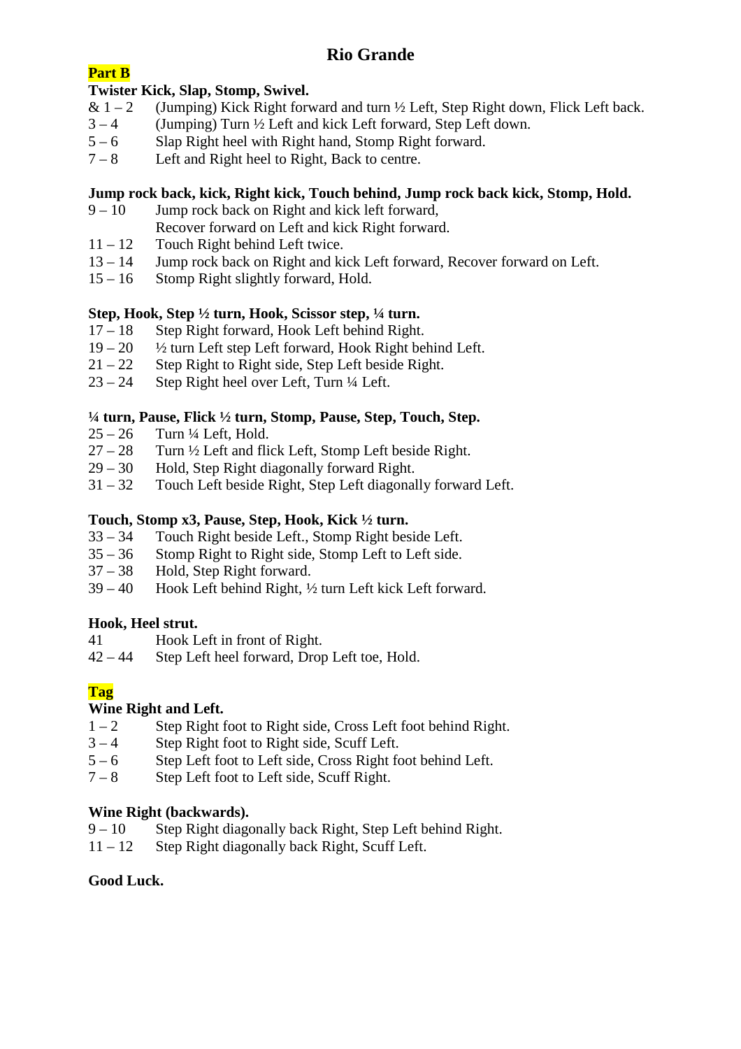# Rio Grande

## Part B

**Twister Kick, Slap, Stomp, Swivel.**

& 1 – 2 (Jumping) Kick Right forward and turn ½ Left, Step Right down, Flick Left back.
3 – 4 (Jumping) Turn ½ Left and kick Left forward, Step Left down.
5 – 6 Slap Right heel with Right hand, Stomp Right forward.
7 – 8 Left and Right heel to Right, Back to centre.

**Jump rock back, kick, Right kick, Touch behind, Jump rock back kick, Stomp, Hold.**

9 – 10 Jump rock back on Right and kick left forward,
Recover forward on Left and kick Right forward.
11 – 12 Touch Right behind Left twice.
13 – 14 Jump rock back on Right and kick Left forward, Recover forward on Left.
15 – 16 Stomp Right slightly forward, Hold.

**Step, Hook, Step ½ turn, Hook, Scissor step, ¼ turn.**

17 – 18 Step Right forward, Hook Left behind Right.
19 – 20 ½ turn Left step Left forward, Hook Right behind Left.
21 – 22 Step Right to Right side, Step Left beside Right.
23 – 24 Step Right heel over Left, Turn ¼ Left.

**¼ turn, Pause, Flick ½ turn, Stomp, Pause, Step, Touch, Step.**

25 – 26 Turn ¼ Left, Hold.
27 – 28 Turn ½ Left and flick Left, Stomp Left beside Right.
29 – 30 Hold, Step Right diagonally forward Right.
31 – 32 Touch Left beside Right, Step Left diagonally forward Left.

**Touch, Stomp x3, Pause, Step, Hook, Kick ½ turn.**

33 – 34 Touch Right beside Left., Stomp Right beside Left.
35 – 36 Stomp Right to Right side, Stomp Left to Left side.
37 – 38 Hold, Step Right forward.
39 – 40 Hook Left behind Right, ½ turn Left kick Left forward.

**Hook, Heel strut.**

41 Hook Left in front of Right.
42 – 44 Step Left heel forward, Drop Left toe, Hold.

## Tag

**Wine Right and Left.**

1 – 2 Step Right foot to Right side, Cross Left foot behind Right.
3 – 4 Step Right foot to Right side, Scuff Left.
5 – 6 Step Left foot to Left side, Cross Right foot behind Left.
7 – 8 Step Left foot to Left side, Scuff Right.

**Wine Right (backwards).**

9 – 10 Step Right diagonally back Right, Step Left behind Right.
11 – 12 Step Right diagonally back Right, Scuff Left.

**Good Luck.**